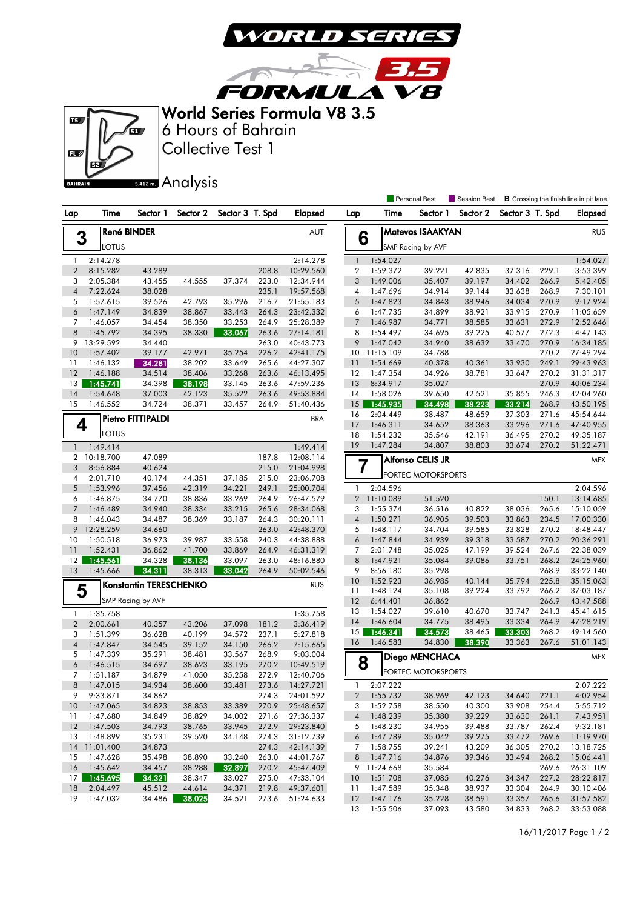# World Series Formula V8 3.5

## 6 Hours of Bahrain

## Collective Test 1

## Analysis

BAHRAIN 5.412 m.

Personal Best | Session Best | **B** Crossing the finish line in pit lane

### 3 René BINDER — AUT — LOTUS

| Lap | Time | Sector 1 | Sector 2 | Sector 3 | T. Spd | Elapsed |
|---|---|---|---|---|---|---|
| 1 | 2:14.278 | | | | | 2:14.278 |
| 2 | 8:15.282 | 43.289 | | | 208.8 | 10:29.560 |
| 3 | 2:05.384 | 43.455 | 44.555 | 37.374 | 223.0 | 12:34.944 |
| 4 | 7:22.624 | 38.028 | | | 235.1 | 19:57.568 |
| 5 | 1:57.615 | 39.526 | 42.793 | 35.296 | 216.7 | 21:55.183 |
| 6 | 1:47.149 | 34.839 | 38.867 | 33.443 | 264.3 | 23:42.332 |
| 7 | 1:46.057 | 34.454 | 38.350 | 33.253 | 264.9 | 25:28.389 |
| 8 | 1:45.792 | 34.395 | 38.330 | 33.067 | 263.6 | 27:14.181 |
| 9 | 13:29.592 | 34.440 | | | 263.0 | 40:43.773 |
| 10 | 1:57.402 | 39.177 | 42.971 | 35.254 | 226.2 | 42:41.175 |
| 11 | 1:46.132 | 34.281 | 38.202 | 33.649 | 265.6 | 44:27.307 |
| 12 | 1:46.188 | 34.514 | 38.406 | 33.268 | 263.6 | 46:13.495 |
| 13 | 1:45.741 | 34.398 | 38.198 | 33.145 | 263.6 | 47:59.236 |
| 14 | 1:54.648 | 37.003 | 42.123 | 35.522 | 263.6 | 49:53.884 |
| 15 | 1:46.552 | 34.724 | 38.371 | 33.457 | 264.9 | 51:40.436 |

### 4 Pietro FITTIPALDI — BRA — LOTUS

| Lap | Time | Sector 1 | Sector 2 | Sector 3 | T. Spd | Elapsed |
|---|---|---|---|---|---|---|
| 1 | 1:49.414 | | | | | 1:49.414 |
| 2 | 10:18.700 | 47.089 | | | 187.8 | 12:08.114 |
| 3 | 8:56.884 | 40.624 | | | 215.0 | 21:04.998 |
| 4 | 2:01.710 | 40.174 | 44.351 | 37.185 | 215.0 | 23:06.708 |
| 5 | 1:53.996 | 37.456 | 42.319 | 34.221 | 249.1 | 25:00.704 |
| 6 | 1:46.875 | 34.770 | 38.836 | 33.269 | 264.9 | 26:47.579 |
| 7 | 1:46.489 | 34.940 | 38.334 | 33.215 | 265.6 | 28:34.068 |
| 8 | 1:46.043 | 34.487 | 38.369 | 33.187 | 264.3 | 30:20.111 |
| 9 | 12:28.259 | 34.660 | | | 263.0 | 42:48.370 |
| 10 | 1:50.518 | 36.973 | 39.987 | 33.558 | 240.3 | 44:38.888 |
| 11 | 1:52.431 | 36.862 | 41.700 | 33.869 | 264.9 | 46:31.319 |
| 12 | 1:45.561 | 34.328 | 38.136 | 33.097 | 263.0 | 48:16.880 |
| 13 | 1:45.666 | 34.311 | 38.313 | 33.042 | 264.9 | 50:02.546 |

### 5 Konstantin TERESCHENKO — RUS — SMP Racing by AVF

| Lap | Time | Sector 1 | Sector 2 | Sector 3 | T. Spd | Elapsed |
|---|---|---|---|---|---|---|
| 1 | 1:35.758 | | | | | 1:35.758 |
| 2 | 2:00.661 | 40.357 | 43.206 | 37.098 | 181.2 | 3:36.419 |
| 3 | 1:51.399 | 36.628 | 40.199 | 34.572 | 237.1 | 5:27.818 |
| 4 | 1:47.847 | 34.545 | 39.152 | 34.150 | 266.2 | 7:15.665 |
| 5 | 1:47.339 | 35.291 | 38.481 | 33.567 | 268.9 | 9:03.004 |
| 6 | 1:46.515 | 34.697 | 38.623 | 33.195 | 270.2 | 10:49.519 |
| 7 | 1:51.187 | 34.879 | 41.050 | 35.258 | 272.9 | 12:40.706 |
| 8 | 1:47.015 | 34.934 | 38.600 | 33.481 | 273.6 | 14:27.721 |
| 9 | 9:33.871 | 34.862 | | | 274.3 | 24:01.592 |
| 10 | 1:47.065 | 34.823 | 38.853 | 33.389 | 270.9 | 25:48.657 |
| 11 | 1:47.680 | 34.849 | 38.829 | 34.002 | 271.6 | 27:36.337 |
| 12 | 1:47.503 | 34.793 | 38.765 | 33.945 | 272.9 | 29:23.840 |
| 13 | 1:48.899 | 35.231 | 39.520 | 34.148 | 274.3 | 31:12.739 |
| 14 | 11:01.400 | 34.873 | | | 274.3 | 42:14.139 |
| 15 | 1:47.628 | 35.498 | 38.890 | 33.240 | 263.0 | 44:01.767 |
| 16 | 1:45.642 | 34.457 | 38.288 | 32.897 | 270.2 | 45:47.409 |
| 17 | 1:45.695 | 34.321 | 38.347 | 33.027 | 275.0 | 47:33.104 |
| 18 | 2:04.497 | 45.512 | 44.614 | 34.371 | 219.8 | 49:37.601 |
| 19 | 1:47.032 | 34.486 | 38.025 | 34.521 | 273.6 | 51:24.633 |

### 6 Matevos ISAAKYAN — RUS — SMP Racing by AVF

| Lap | Time | Sector 1 | Sector 2 | Sector 3 | T. Spd | Elapsed |
|---|---|---|---|---|---|---|
| 1 | 1:54.027 | | | | | 1:54.027 |
| 2 | 1:59.372 | 39.221 | 42.835 | 37.316 | 229.1 | 3:53.399 |
| 3 | 1:49.006 | 35.407 | 39.197 | 34.402 | 266.9 | 5:42.405 |
| 4 | 1:47.696 | 34.914 | 39.144 | 33.638 | 268.9 | 7:30.101 |
| 5 | 1:47.823 | 34.843 | 38.946 | 34.034 | 270.9 | 9:17.924 |
| 6 | 1:47.735 | 34.899 | 38.921 | 33.915 | 270.9 | 11:05.659 |
| 7 | 1:46.987 | 34.771 | 38.585 | 33.631 | 272.9 | 12:52.646 |
| 8 | 1:54.497 | 34.695 | 39.225 | 40.577 | 272.3 | 14:47.143 |
| 9 | 1:47.042 | 34.940 | 38.632 | 33.470 | 270.9 | 16:34.185 |
| 10 | 11:15.109 | 34.788 | | | 270.2 | 27:49.294 |
| 11 | 1:54.669 | 40.378 | 40.361 | 33.930 | 249.1 | 29:43.963 |
| 12 | 1:47.354 | 34.926 | 38.781 | 33.647 | 270.2 | 31:31.317 |
| 13 | 8:34.917 | 35.027 | | | 270.9 | 40:06.234 |
| 14 | 1:58.026 | 39.650 | 42.521 | 35.855 | 246.3 | 42:04.260 |
| 15 | 1:45.935 | 34.498 | 38.223 | 33.214 | 268.9 | 43:50.195 |
| 16 | 2:04.449 | 38.487 | 48.659 | 37.303 | 271.6 | 45:54.644 |
| 17 | 1:46.311 | 34.652 | 38.363 | 33.296 | 271.6 | 47:40.955 |
| 18 | 1:54.232 | 35.546 | 42.191 | 36.495 | 270.2 | 49:35.187 |
| 19 | 1:47.284 | 34.807 | 38.803 | 33.674 | 270.2 | 51:22.471 |

### 7 Alfonso CELIS JR — MEX — FORTEC MOTORSPORTS

| Lap | Time | Sector 1 | Sector 2 | Sector 3 | T. Spd | Elapsed |
|---|---|---|---|---|---|---|
| 1 | 2:04.596 | | | | | 2:04.596 |
| 2 | 11:10.089 | 51.520 | | | 150.1 | 13:14.685 |
| 3 | 1:55.374 | 36.516 | 40.822 | 38.036 | 265.6 | 15:10.059 |
| 4 | 1:50.271 | 36.905 | 39.503 | 33.863 | 234.5 | 17:00.330 |
| 5 | 1:48.117 | 34.704 | 39.585 | 33.828 | 270.2 | 18:48.447 |
| 6 | 1:47.844 | 34.939 | 39.318 | 33.587 | 270.2 | 20:36.291 |
| 7 | 2:01.748 | 35.025 | 47.199 | 39.524 | 267.6 | 22:38.039 |
| 8 | 1:47.921 | 35.084 | 39.086 | 33.751 | 268.2 | 24:25.960 |
| 9 | 8:56.180 | 35.298 | | | 268.9 | 33:22.140 |
| 10 | 1:52.923 | 36.985 | 40.144 | 35.794 | 225.8 | 35:15.063 |
| 11 | 1:48.124 | 35.108 | 39.224 | 33.792 | 266.2 | 37:03.187 |
| 12 | 6:44.401 | 36.862 | | | 266.9 | 43:47.588 |
| 13 | 1:54.027 | 39.610 | 40.670 | 33.747 | 241.3 | 45:41.615 |
| 14 | 1:46.604 | 34.775 | 38.495 | 33.334 | 264.9 | 47:28.219 |
| 15 | 1:46.341 | 34.573 | 38.465 | 33.303 | 268.2 | 49:14.560 |
| 16 | 1:46.583 | 34.830 | 38.390 | 33.363 | 267.6 | 51:01.143 |

### 8 Diego MENCHACA — MEX — FORTEC MOTORSPORTS

| Lap | Time | Sector 1 | Sector 2 | Sector 3 | T. Spd | Elapsed |
|---|---|---|---|---|---|---|
| 1 | 2:07.222 | | | | | 2:07.222 |
| 2 | 1:55.732 | 38.969 | 42.123 | 34.640 | 221.1 | 4:02.954 |
| 3 | 1:52.758 | 38.550 | 40.300 | 33.908 | 254.4 | 5:55.712 |
| 4 | 1:48.239 | 35.380 | 39.229 | 33.630 | 261.1 | 7:43.951 |
| 5 | 1:48.230 | 34.955 | 39.488 | 33.787 | 262.4 | 9:32.181 |
| 6 | 1:47.789 | 35.042 | 39.275 | 33.472 | 269.6 | 11:19.970 |
| 7 | 1:58.755 | 39.241 | 43.209 | 36.305 | 270.2 | 13:18.725 |
| 8 | 1:47.716 | 34.876 | 39.346 | 33.494 | 268.2 | 15:06.441 |
| 9 | 11:24.668 | 35.584 | | | 269.6 | 26:31.109 |
| 10 | 1:51.708 | 37.085 | 40.276 | 34.347 | 227.2 | 28:22.817 |
| 11 | 1:47.589 | 35.348 | 38.937 | 33.304 | 264.9 | 30:10.406 |
| 12 | 1:47.176 | 35.228 | 38.591 | 33.357 | 265.6 | 31:57.582 |
| 13 | 1:55.506 | 37.093 | 43.580 | 34.833 | 268.2 | 33:53.088 |

16/11/2017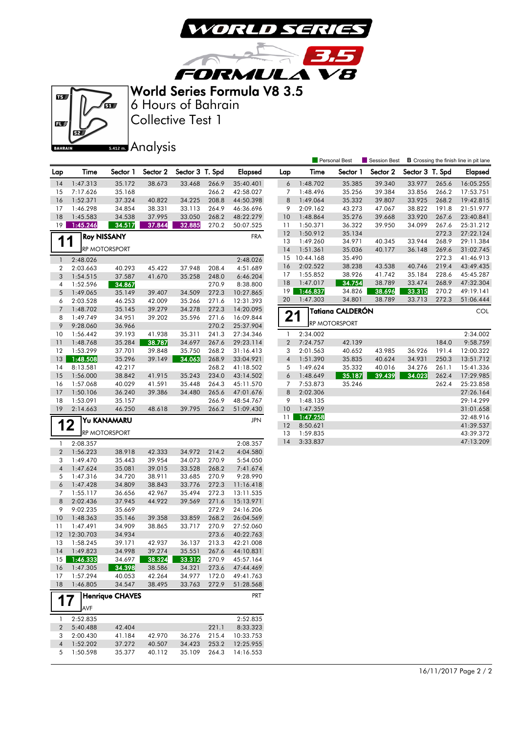# World Series Formula V8 3.5

6 Hours of Bahrain

Collective Test 1

Analysis

Personal Best | Session Best | **B** Crossing the finish line in pit lane

| Lap | Time | Sector 1 | Sector 2 | Sector 3 | T. Spd | Elapsed |
|---|---|---|---|---|---|---|
| 14 | 1:47.313 | 35.172 | 38.673 | 33.468 | 266.9 | 35:40.401 |
| 15 | 7:17.626 | 35.168 | | | 266.2 | 42:58.027 |
| 16 | 1:52.371 | 37.324 | 40.822 | 34.225 | 208.8 | 44:50.398 |
| 17 | 1:46.298 | 34.854 | 38.331 | 33.113 | 264.9 | 46:36.696 |
| 18 | 1:45.583 | 34.538 | 37.995 | 33.050 | 268.2 | 48:22.279 |
| 19 | 1:45.246 | 34.517 | 37.844 | 32.885 | 270.2 | 50:07.525 |

## 11 Roy NISSANY — FRA

RP MOTORSPORT

| Lap | Time | Sector 1 | Sector 2 | Sector 3 | T. Spd | Elapsed |
|---|---|---|---|---|---|---|
| 1 | 2:48.026 | | | | | 2:48.026 |
| 2 | 2:03.663 | 40.293 | 45.422 | 37.948 | 208.4 | 4:51.689 |
| 3 | 1:54.515 | 37.587 | 41.670 | 35.258 | 248.0 | 6:46.204 |
| 4 | 1:52.596 | 34.867 | | | 270.9 | 8:38.800 |
| 5 | 1:49.065 | 35.149 | 39.407 | 34.509 | 272.3 | 10:27.865 |
| 6 | 2:03.528 | 46.253 | 42.009 | 35.266 | 271.6 | 12:31.393 |
| 7 | 1:48.702 | 35.145 | 39.279 | 34.278 | 272.3 | 14:20.095 |
| 8 | 1:49.749 | 34.951 | 39.202 | 35.596 | 271.6 | 16:09.844 |
| 9 | 9:28.060 | 36.966 | | | 270.2 | 25:37.904 |
| 10 | 1:56.442 | 39.193 | 41.938 | 35.311 | 241.3 | 27:34.346 |
| 11 | 1:48.768 | 35.284 | 38.787 | 34.697 | 267.6 | 29:23.114 |
| 12 | 1:53.299 | 37.701 | 39.848 | 35.750 | 268.2 | 31:16.413 |
| 13 | 1:48.508 | 35.296 | 39.149 | 34.063 | 268.9 | 33:04.921 |
| 14 | 8:13.581 | 42.217 | | | 268.2 | 41:18.502 |
| 15 | 1:56.000 | 38.842 | 41.915 | 35.243 | 234.0 | 43:14.502 |
| 16 | 1:57.068 | 40.029 | 41.591 | 35.448 | 264.3 | 45:11.570 |
| 17 | 1:50.106 | 36.240 | 39.386 | 34.480 | 265.6 | 47:01.676 |
| 18 | 1:53.091 | 35.157 | | | 266.9 | 48:54.767 |
| 19 | 2:14.663 | 46.250 | 48.618 | 39.795 | 266.2 | 51:09.430 |

## 12 Yu KANAMARU — JPN

RP MOTORSPORT

| Lap | Time | Sector 1 | Sector 2 | Sector 3 | T. Spd | Elapsed |
|---|---|---|---|---|---|---|
| 1 | 2:08.357 | | | | | 2:08.357 |
| 2 | 1:56.223 | 38.918 | 42.333 | 34.972 | 214.2 | 4:04.580 |
| 3 | 1:49.470 | 35.443 | 39.954 | 34.073 | 270.9 | 5:54.050 |
| 4 | 1:47.624 | 35.081 | 39.015 | 33.528 | 268.2 | 7:41.674 |
| 5 | 1:47.316 | 34.720 | 38.911 | 33.685 | 270.9 | 9:28.990 |
| 6 | 1:47.428 | 34.809 | 38.843 | 33.776 | 272.3 | 11:16.418 |
| 7 | 1:55.117 | 36.656 | 42.967 | 35.494 | 272.3 | 13:11.535 |
| 8 | 2:02.436 | 37.945 | 44.922 | 39.569 | 271.6 | 15:13.971 |
| 9 | 9:02.235 | 35.669 | | | 272.9 | 24:16.206 |
| 10 | 1:48.363 | 35.146 | 39.358 | 33.859 | 268.2 | 26:04.569 |
| 11 | 1:47.491 | 34.909 | 38.865 | 33.717 | 270.9 | 27:52.060 |
| 12 | 12:30.703 | 34.934 | | | 273.6 | 40:22.763 |
| 13 | 1:58.245 | 39.171 | 42.937 | 36.137 | 213.3 | 42:21.008 |
| 14 | 1:49.823 | 34.998 | 39.274 | 35.551 | 267.6 | 44:10.831 |
| 15 | 1:46.333 | 34.697 | 38.324 | 33.312 | 270.9 | 45:57.164 |
| 16 | 1:47.305 | 34.398 | 38.586 | 34.321 | 273.6 | 47:44.469 |
| 17 | 1:57.294 | 40.053 | 42.264 | 34.977 | 172.0 | 49:41.763 |
| 18 | 1:46.805 | 34.547 | 38.495 | 33.763 | 272.9 | 51:28.568 |

## 17 Henrique CHAVES — PRT

AVF

| Lap | Time | Sector 1 | Sector 2 | Sector 3 | T. Spd | Elapsed |
|---|---|---|---|---|---|---|
| 1 | 2:52.835 | | | | | 2:52.835 |
| 2 | 5:40.488 | 42.404 | | | 221.1 | 8:33.323 |
| 3 | 2:00.430 | 41.184 | 42.970 | 36.276 | 215.4 | 10:33.753 |
| 4 | 1:52.202 | 37.272 | 40.507 | 34.423 | 253.2 | 12:25.955 |
| 5 | 1:50.598 | 35.377 | 40.112 | 35.109 | 264.3 | 14:16.553 |
| 6 | 1:48.702 | 35.385 | 39.340 | 33.977 | 265.6 | 16:05.255 |
| 7 | 1:48.496 | 35.256 | 39.384 | 33.856 | 266.2 | 17:53.751 |
| 8 | 1:49.064 | 35.332 | 39.807 | 33.925 | 268.2 | 19:42.815 |
| 9 | 2:09.162 | 43.273 | 47.067 | 38.822 | 191.8 | 21:51.977 |
| 10 | 1:48.864 | 35.276 | 39.668 | 33.920 | 267.6 | 23:40.841 |
| 11 | 1:50.371 | 36.322 | 39.950 | 34.099 | 267.6 | 25:31.212 |
| 12 | 1:50.912 | 35.134 | | | 272.3 | 27:22.124 |
| 13 | 1:49.260 | 34.971 | 40.345 | 33.944 | 268.9 | 29:11.384 |
| 14 | 1:51.361 | 35.036 | 40.177 | 36.148 | 269.6 | 31:02.745 |
| 15 | 10:44.168 | 35.490 | | | 272.3 | 41:46.913 |
| 16 | 2:02.522 | 38.238 | 43.538 | 40.746 | 219.4 | 43:49.435 |
| 17 | 1:55.852 | 38.926 | 41.742 | 35.184 | 228.6 | 45:45.287 |
| 18 | 1:47.017 | 34.754 | 38.789 | 33.474 | 268.9 | 47:32.304 |
| 19 | 1:46.837 | 34.826 | 38.696 | 33.315 | 270.2 | 49:19.141 |
| 20 | 1:47.303 | 34.801 | 38.789 | 33.713 | 272.3 | 51:06.444 |

## 21 Tatiana CALDERÓN — COL

RP MOTORSPORT

| Lap | Time | Sector 1 | Sector 2 | Sector 3 | T. Spd | Elapsed |
|---|---|---|---|---|---|---|
| 1 | 2:34.002 | | | | | 2:34.002 |
| 2 | 7:24.757 | 42.139 | | | 184.0 | 9:58.759 |
| 3 | 2:01.563 | 40.652 | 43.985 | 36.926 | 191.4 | 12:00.322 |
| 4 | 1:51.390 | 35.835 | 40.624 | 34.931 | 250.3 | 13:51.712 |
| 5 | 1:49.624 | 35.332 | 40.016 | 34.276 | 261.1 | 15:41.336 |
| 6 | 1:48.649 | 35.187 | 39.439 | 34.023 | 262.4 | 17:29.985 |
| 7 | 7:53.873 | 35.246 | | | 262.4 | 25:23.858 |
| 8 | 2:02.306 | | | | | 27:26.164 |
| 9 | 1:48.135 | | | | | 29:14.299 |
| 10 | 1:47.359 | | | | | 31:01.658 |
| 11 | 1:47.258 | | | | | 32:48.916 |
| 12 | 8:50.621 | | | | | 41:39.537 |
| 13 | 1:59.835 | | | | | 43:39.372 |
| 14 | 3:33.837 | | | | | 47:13.209 |

16/11/2017